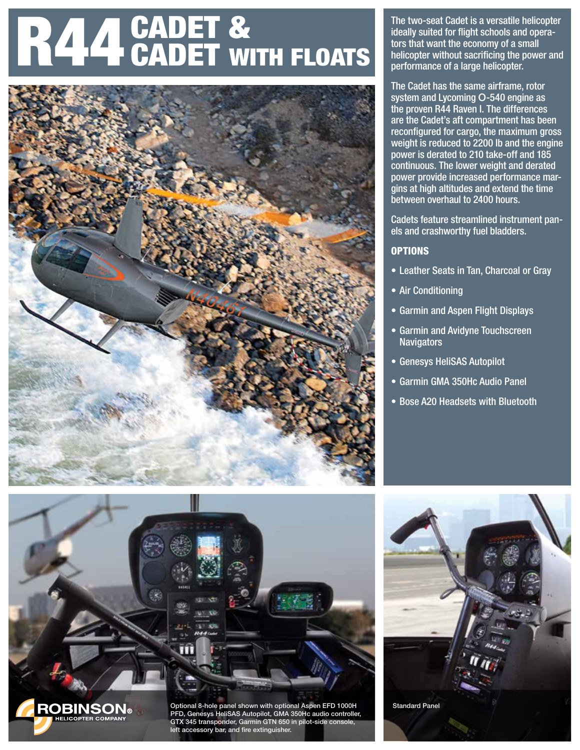# R44 CADET & CADET WITH FLOATS

The two-seat Cadet is a versatile helicopter ideally suited for flight schools and operators that want the economy of a small helicopter without sacrificing the power and performance of a large helicopter.

The Cadet has the same airframe, rotor system and Lycoming O-540 engine as the proven R44 Raven I. The differences are the Cadet's aft compartment has been reconfigured for cargo, the maximum gross weight is reduced to 2200 lb and the engine power is derated to 210 take-off and 185 continuous. The lower weight and derated power provide increased performance margins at high altitudes and extend the time between overhaul to 2400 hours.

Cadets feature streamlined instrument panels and crashworthy fuel bladders.

## OPTIONS

- Leather Seats in Tan, Charcoal or Gray
- Air Conditioning
- Garmin and Aspen Flight Displays
- Garmin and Avidyne Touchscreen Navigators
- Genesys HeliSAS Autopilot
- Garmin GMA 350Hc Audio Panel
- Bose A20 Headsets with Bluetooth

Optional 8-hole panel shown with optional Aspen EFD 1000H PFD, Genesys HeliSAS Autopilot, GMA 350Hc audio controller, GTX 345 transponder, Garmin GTN 650 in pilot-side console, left accessory bar, and fire extinguisher.

Standard Panel

ROBINSON HELICOPTER COMPANY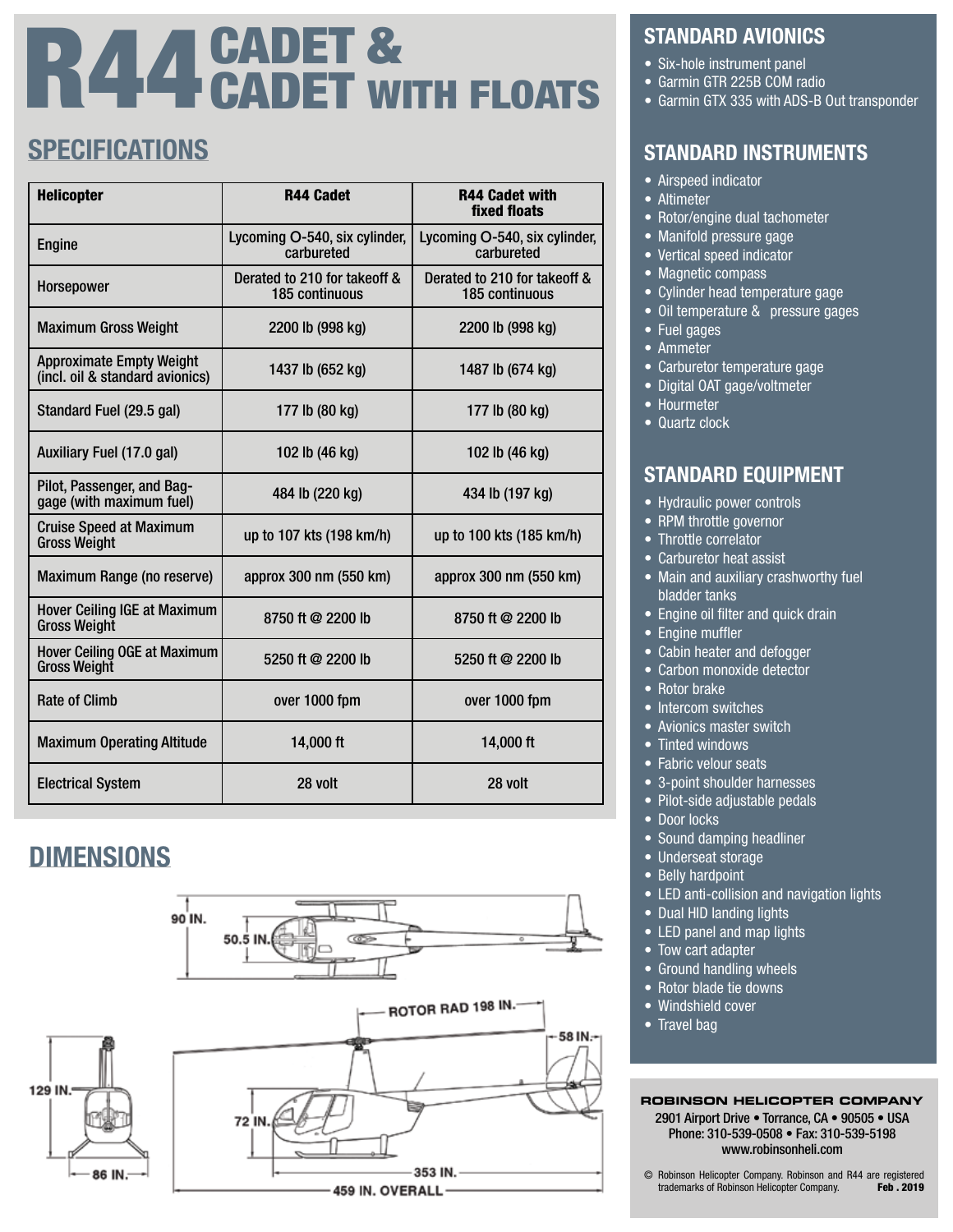# R44 CADET & CADET WITH FLOATS

## SPECIFICATIONS

| Helicopter | R44 Cadet | R44 Cadet with fixed floats |
|---|---|---|
| Engine | Lycoming O-540, six cylinder, carbureted | Lycoming O-540, six cylinder, carbureted |
| Horsepower | Derated to 210 for takeoff & 185 continuous | Derated to 210 for takeoff & 185 continuous |
| Maximum Gross Weight | 2200 lb (998 kg) | 2200 lb (998 kg) |
| Approximate Empty Weight (incl. oil & standard avionics) | 1437 lb (652 kg) | 1487 lb (674 kg) |
| Standard Fuel (29.5 gal) | 177 lb (80 kg) | 177 lb (80 kg) |
| Auxiliary Fuel (17.0 gal) | 102 lb (46 kg) | 102 lb (46 kg) |
| Pilot, Passenger, and Baggage (with maximum fuel) | 484 lb (220 kg) | 434 lb (197 kg) |
| Cruise Speed at Maximum Gross Weight | up to 107 kts (198 km/h) | up to 100 kts (185 km/h) |
| Maximum Range (no reserve) | approx 300 nm (550 km) | approx 300 nm (550 km) |
| Hover Ceiling IGE at Maximum Gross Weight | 8750 ft @ 2200 lb | 8750 ft @ 2200 lb |
| Hover Ceiling OGE at Maximum Gross Weight | 5250 ft @ 2200 lb | 5250 ft @ 2200 lb |
| Rate of Climb | over 1000 fpm | over 1000 fpm |
| Maximum Operating Altitude | 14,000 ft | 14,000 ft |
| Electrical System | 28 volt | 28 volt |

## DIMENSIONS

90 IN.
50.5 IN.
ROTOR RAD 198 IN.
58 IN.
129 IN.
72 IN.
86 IN.
353 IN.
459 IN. OVERALL

## STANDARD AVIONICS

- Six-hole instrument panel
- Garmin GTR 225B COM radio
- Garmin GTX 335 with ADS-B Out transponder

## STANDARD INSTRUMENTS

- Airspeed indicator
- Altimeter
- Rotor/engine dual tachometer
- Manifold pressure gage
- Vertical speed indicator
- Magnetic compass
- Cylinder head temperature gage
- Oil temperature & pressure gages
- Fuel gages
- Ammeter
- Carburetor temperature gage
- Digital OAT gage/voltmeter
- Hourmeter
- Quartz clock

## STANDARD EQUIPMENT

- Hydraulic power controls
- RPM throttle governor
- Throttle correlator
- Carburetor heat assist
- Main and auxiliary crashworthy fuel bladder tanks
- Engine oil filter and quick drain
- Engine muffler
- Cabin heater and defogger
- Carbon monoxide detector
- Rotor brake
- Intercom switches
- Avionics master switch
- Tinted windows
- Fabric velour seats
- 3-point shoulder harnesses
- Pilot-side adjustable pedals
- Door locks
- Sound damping headliner
- Underseat storage
- Belly hardpoint
- LED anti-collision and navigation lights
- Dual HID landing lights
- LED panel and map lights
- Tow cart adapter
- Ground handling wheels
- Rotor blade tie downs
- Windshield cover
- Travel bag

**ROBINSON HELICOPTER COMPANY**
2901 Airport Drive • Torrance, CA • 90505 • USA
Phone: 310-539-0508 • Fax: 310-539-5198
www.robinsonheli.com

© Robinson Helicopter Company. Robinson and R44 are registered trademarks of Robinson Helicopter Company. **Feb . 2019**